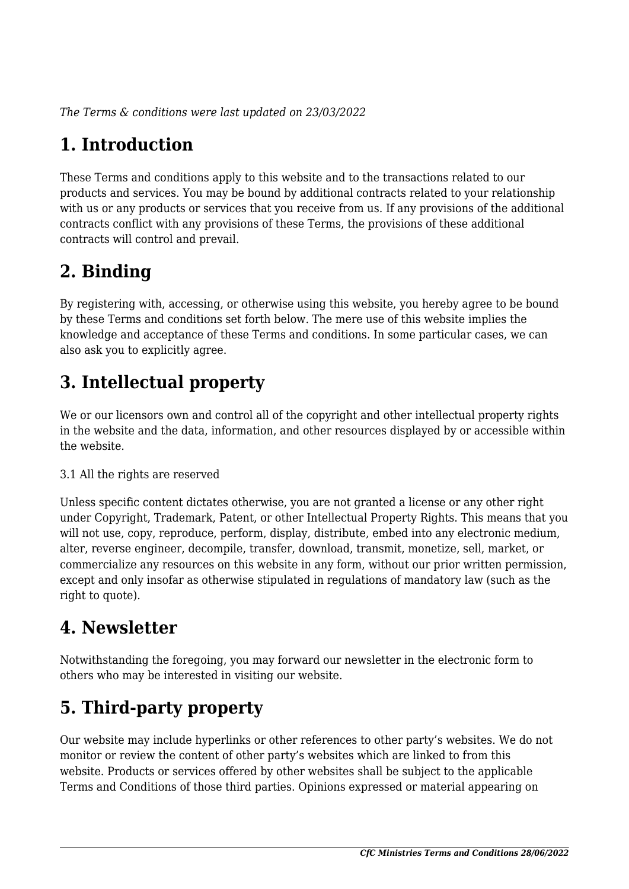*The Terms & conditions were last updated on 23/03/2022*

# 1. Introduction

These Terms and conditions apply to this website and to the transactions related to our products and services. You may be bound by additional contracts related to your relationship with us or any products or services that you receive from us. If any provisions of the additional contracts conflict with any provisions of these Terms, the provisions of these additional contracts will control and prevail.

# 2. Binding

By registering with, accessing, or otherwise using this website, you hereby agree to be bound by these Terms and conditions set forth below. The mere use of this website implies the knowledge and acceptance of these Terms and conditions. In some particular cases, we can also ask you to explicitly agree.

# 3. Intellectual property

We or our licensors own and control all of the copyright and other intellectual property rights in the website and the data, information, and other resources displayed by or accessible within the website.

3.1 All the rights are reserved

Unless specific content dictates otherwise, you are not granted a license or any other right under Copyright, Trademark, Patent, or other Intellectual Property Rights. This means that you will not use, copy, reproduce, perform, display, distribute, embed into any electronic medium, alter, reverse engineer, decompile, transfer, download, transmit, monetize, sell, market, or commercialize any resources on this website in any form, without our prior written permission, except and only insofar as otherwise stipulated in regulations of mandatory law (such as the right to quote).

# 4. Newsletter

Notwithstanding the foregoing, you may forward our newsletter in the electronic form to others who may be interested in visiting our website.

# 5. Third-party property

Our website may include hyperlinks or other references to other party's websites. We do not monitor or review the content of other party's websites which are linked to from this website. Products or services offered by other websites shall be subject to the applicable Terms and Conditions of those third parties. Opinions expressed or material appearing on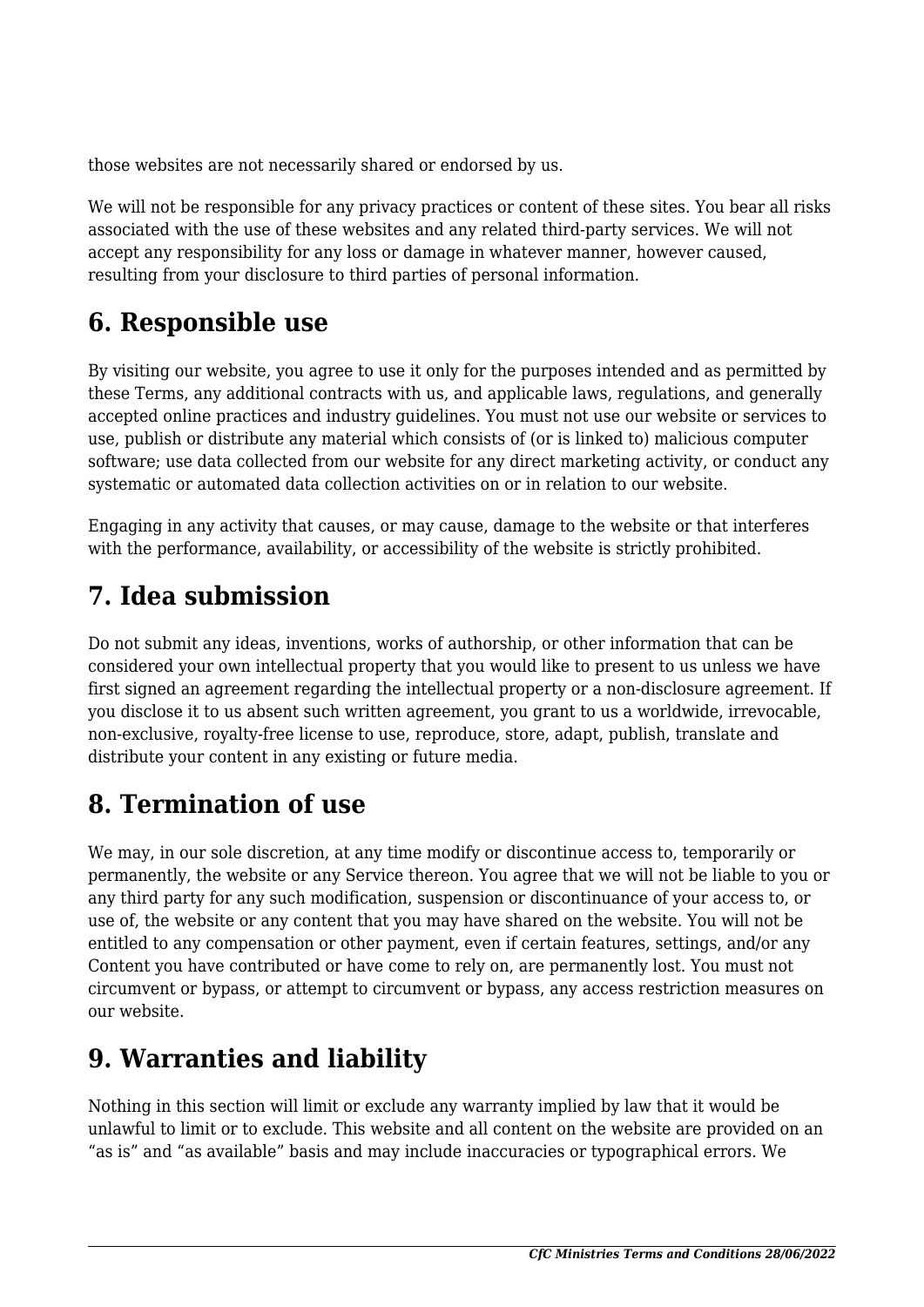those websites are not necessarily shared or endorsed by us.

We will not be responsible for any privacy practices or content of these sites. You bear all risks associated with the use of these websites and any related third-party services. We will not accept any responsibility for any loss or damage in whatever manner, however caused, resulting from your disclosure to third parties of personal information.

## 6. Responsible use

By visiting our website, you agree to use it only for the purposes intended and as permitted by these Terms, any additional contracts with us, and applicable laws, regulations, and generally accepted online practices and industry guidelines. You must not use our website or services to use, publish or distribute any material which consists of (or is linked to) malicious computer software; use data collected from our website for any direct marketing activity, or conduct any systematic or automated data collection activities on or in relation to our website.

Engaging in any activity that causes, or may cause, damage to the website or that interferes with the performance, availability, or accessibility of the website is strictly prohibited.

## 7. Idea submission

Do not submit any ideas, inventions, works of authorship, or other information that can be considered your own intellectual property that you would like to present to us unless we have first signed an agreement regarding the intellectual property or a non-disclosure agreement. If you disclose it to us absent such written agreement, you grant to us a worldwide, irrevocable, non-exclusive, royalty-free license to use, reproduce, store, adapt, publish, translate and distribute your content in any existing or future media.

## 8. Termination of use

We may, in our sole discretion, at any time modify or discontinue access to, temporarily or permanently, the website or any Service thereon. You agree that we will not be liable to you or any third party for any such modification, suspension or discontinuance of your access to, or use of, the website or any content that you may have shared on the website. You will not be entitled to any compensation or other payment, even if certain features, settings, and/or any Content you have contributed or have come to rely on, are permanently lost. You must not circumvent or bypass, or attempt to circumvent or bypass, any access restriction measures on our website.

## 9. Warranties and liability

Nothing in this section will limit or exclude any warranty implied by law that it would be unlawful to limit or to exclude. This website and all content on the website are provided on an "as is" and "as available" basis and may include inaccuracies or typographical errors. We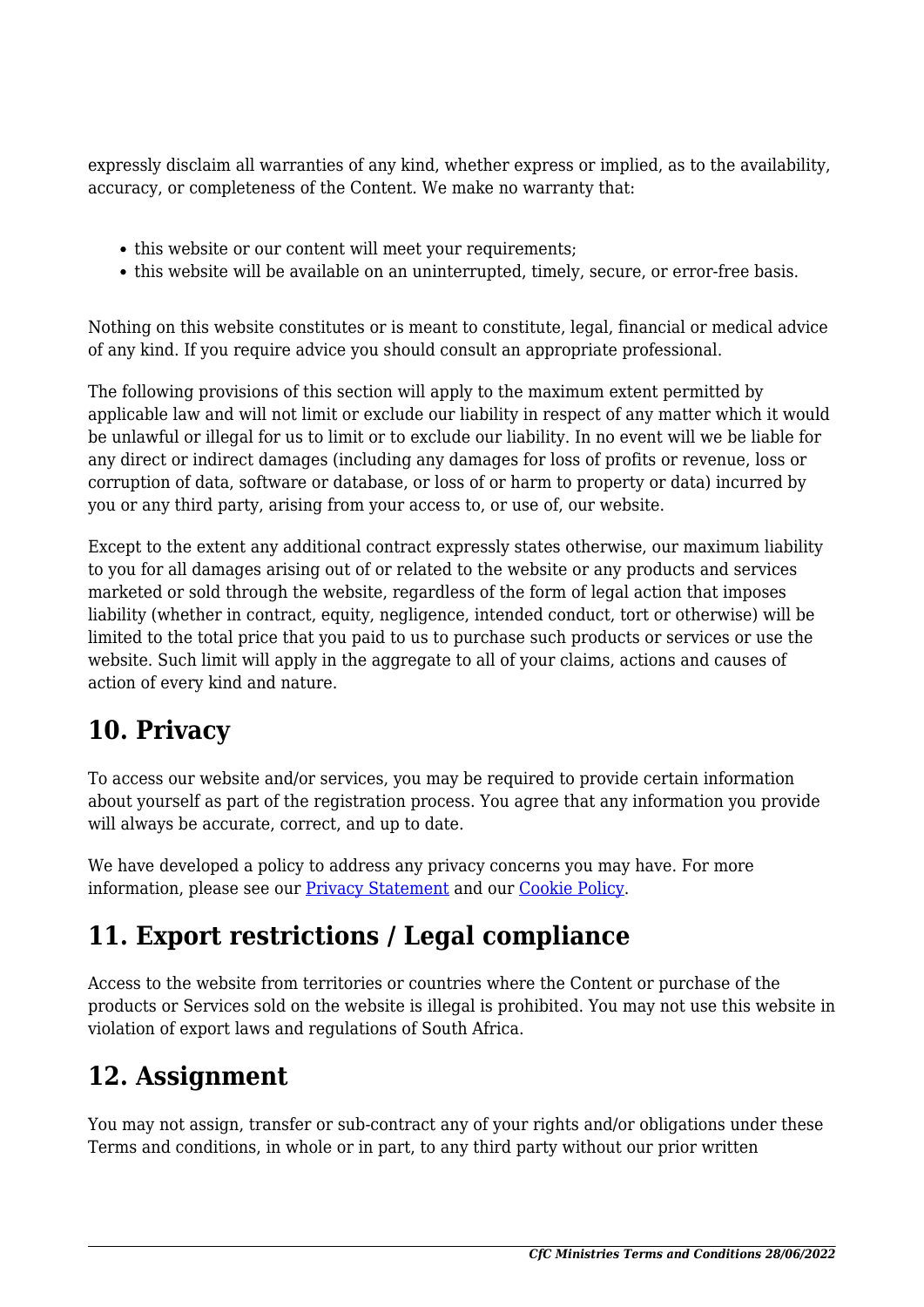expressly disclaim all warranties of any kind, whether express or implied, as to the availability, accuracy, or completeness of the Content. We make no warranty that:

- this website or our content will meet your requirements;
- this website will be available on an uninterrupted, timely, secure, or error-free basis.

Nothing on this website constitutes or is meant to constitute, legal, financial or medical advice of any kind. If you require advice you should consult an appropriate professional.

The following provisions of this section will apply to the maximum extent permitted by applicable law and will not limit or exclude our liability in respect of any matter which it would be unlawful or illegal for us to limit or to exclude our liability. In no event will we be liable for any direct or indirect damages (including any damages for loss of profits or revenue, loss or corruption of data, software or database, or loss of or harm to property or data) incurred by you or any third party, arising from your access to, or use of, our website.

Except to the extent any additional contract expressly states otherwise, our maximum liability to you for all damages arising out of or related to the website or any products and services marketed or sold through the website, regardless of the form of legal action that imposes liability (whether in contract, equity, negligence, intended conduct, tort or otherwise) will be limited to the total price that you paid to us to purchase such products or services or use the website. Such limit will apply in the aggregate to all of your claims, actions and causes of action of every kind and nature.

## 10. Privacy

To access our website and/or services, you may be required to provide certain information about yourself as part of the registration process. You agree that any information you provide will always be accurate, correct, and up to date.

We have developed a policy to address any privacy concerns you may have. For more information, please see our Privacy Statement and our Cookie Policy.

## 11. Export restrictions / Legal compliance

Access to the website from territories or countries where the Content or purchase of the products or Services sold on the website is illegal is prohibited. You may not use this website in violation of export laws and regulations of South Africa.

## 12. Assignment

You may not assign, transfer or sub-contract any of your rights and/or obligations under these Terms and conditions, in whole or in part, to any third party without our prior written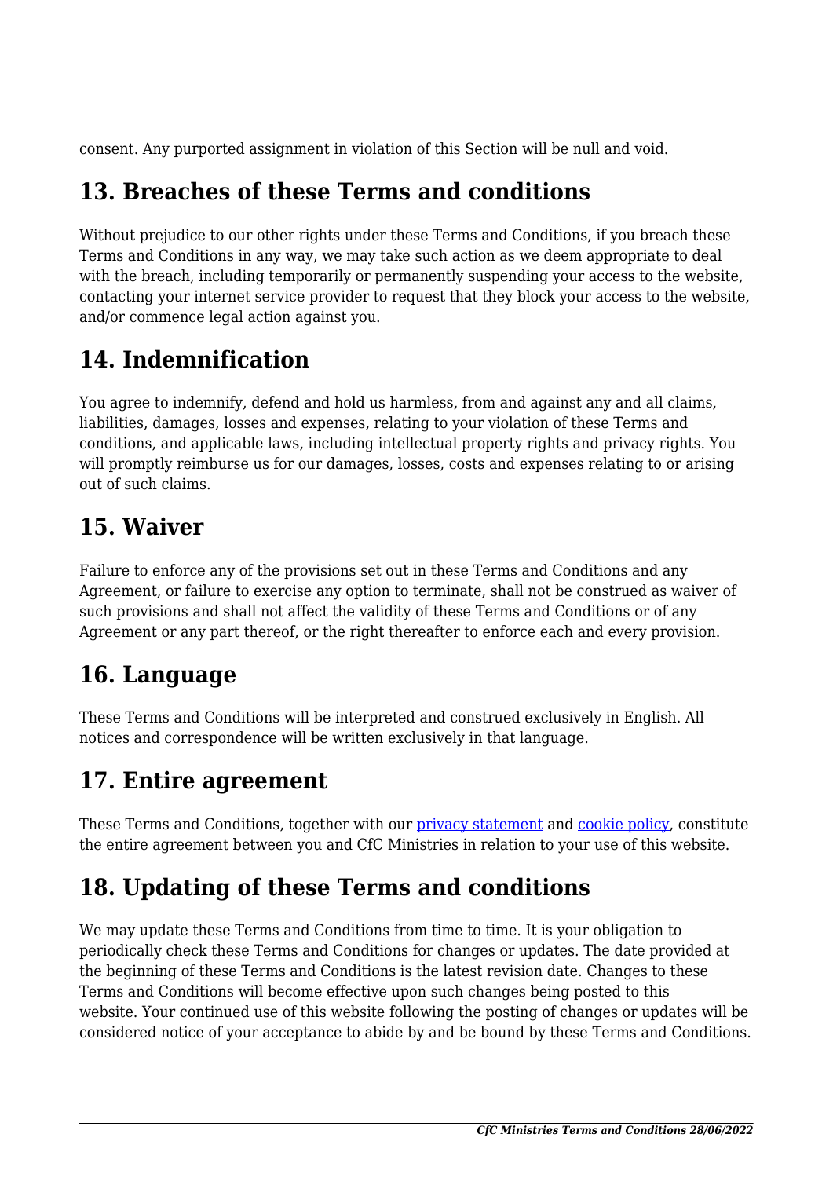consent. Any purported assignment in violation of this Section will be null and void.

## 13. Breaches of these Terms and conditions

Without prejudice to our other rights under these Terms and Conditions, if you breach these Terms and Conditions in any way, we may take such action as we deem appropriate to deal with the breach, including temporarily or permanently suspending your access to the website, contacting your internet service provider to request that they block your access to the website, and/or commence legal action against you.

## 14. Indemnification

You agree to indemnify, defend and hold us harmless, from and against any and all claims, liabilities, damages, losses and expenses, relating to your violation of these Terms and conditions, and applicable laws, including intellectual property rights and privacy rights. You will promptly reimburse us for our damages, losses, costs and expenses relating to or arising out of such claims.

## 15. Waiver

Failure to enforce any of the provisions set out in these Terms and Conditions and any Agreement, or failure to exercise any option to terminate, shall not be construed as waiver of such provisions and shall not affect the validity of these Terms and Conditions or of any Agreement or any part thereof, or the right thereafter to enforce each and every provision.

## 16. Language

These Terms and Conditions will be interpreted and construed exclusively in English. All notices and correspondence will be written exclusively in that language.

## 17. Entire agreement

These Terms and Conditions, together with our privacy statement and cookie policy, constitute the entire agreement between you and CfC Ministries in relation to your use of this website.

## 18. Updating of these Terms and conditions

We may update these Terms and Conditions from time to time. It is your obligation to periodically check these Terms and Conditions for changes or updates. The date provided at the beginning of these Terms and Conditions is the latest revision date. Changes to these Terms and Conditions will become effective upon such changes being posted to this website. Your continued use of this website following the posting of changes or updates will be considered notice of your acceptance to abide by and be bound by these Terms and Conditions.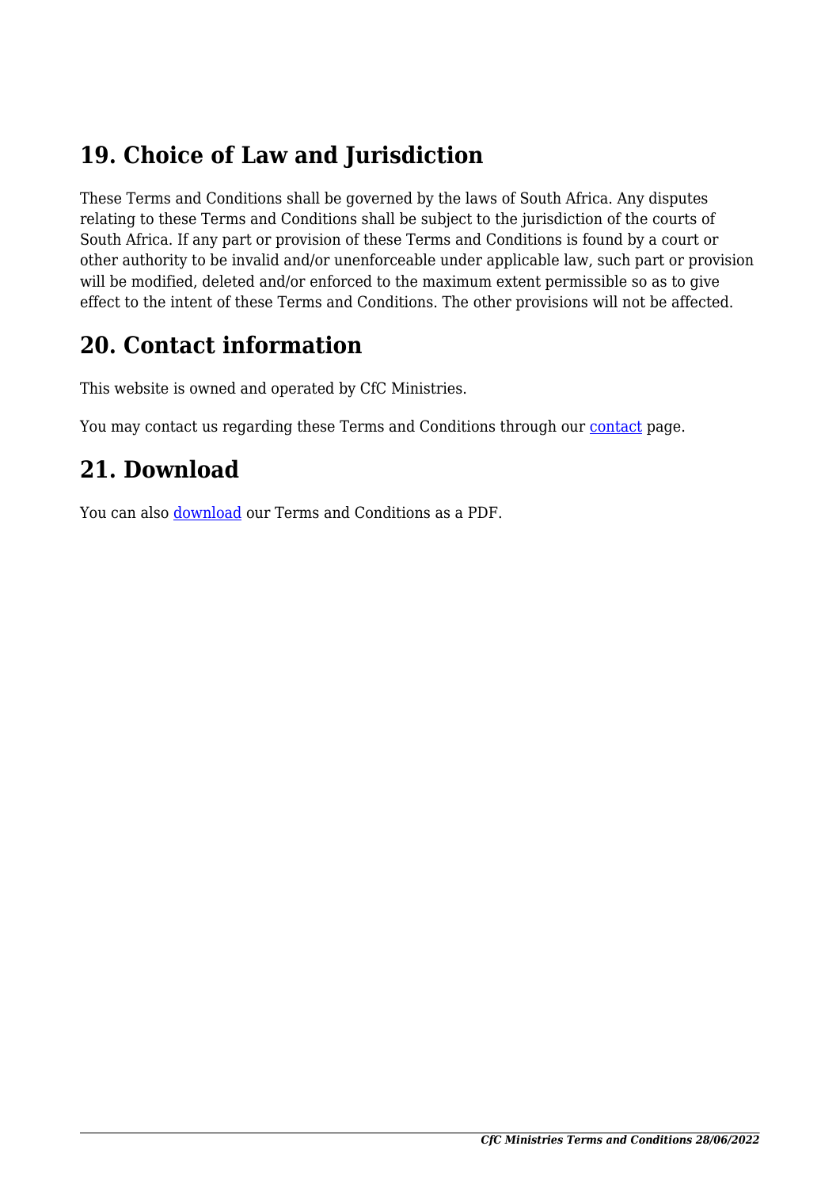## 19. Choice of Law and Jurisdiction

These Terms and Conditions shall be governed by the laws of South Africa. Any disputes relating to these Terms and Conditions shall be subject to the jurisdiction of the courts of South Africa. If any part or provision of these Terms and Conditions is found by a court or other authority to be invalid and/or unenforceable under applicable law, such part or provision will be modified, deleted and/or enforced to the maximum extent permissible so as to give effect to the intent of these Terms and Conditions. The other provisions will not be affected.

## 20. Contact information

This website is owned and operated by CfC Ministries.

You may contact us regarding these Terms and Conditions through our contact page.

## 21. Download

You can also download our Terms and Conditions as a PDF.